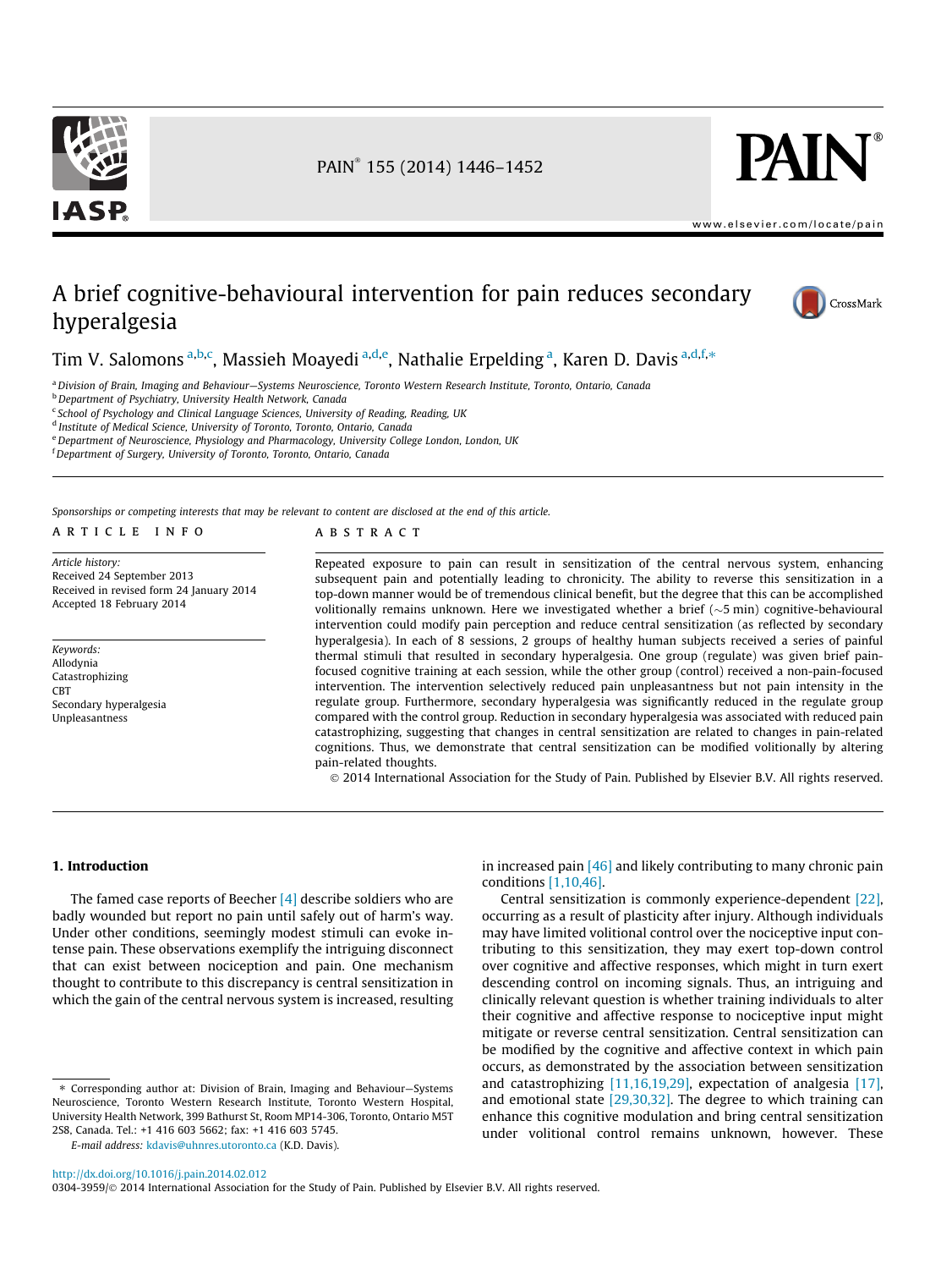# A brief cognitive-behavioural intervention for pain reduces secondary hyperalgesia

Tim V. Salomons [a,b,c], Massieh Moayedi [a,d,e], Nathalie Erpelding [a], Karen D. Davis [a,d,f,*]

[a] Division of Brain, Imaging and Behaviour—Systems Neuroscience, Toronto Western Research Institute, Toronto, Ontario, Canada
[b] Department of Psychiatry, University Health Network, Canada
[c] School of Psychology and Clinical Language Sciences, University of Reading, Reading, UK
[d] Institute of Medical Science, University of Toronto, Toronto, Ontario, Canada
[e] Department of Neuroscience, Physiology and Pharmacology, University College London, London, UK
[f] Department of Surgery, University of Toronto, Toronto, Ontario, Canada

Sponsorships or competing interests that may be relevant to content are disclosed at the end of this article.

## ARTICLE INFO

*Article history:*
Received 24 September 2013
Received in revised form 24 January 2014
Accepted 18 February 2014

*Keywords:*
Allodynia
Catastrophizing
CBT
Secondary hyperalgesia
Unpleasantness

## ABSTRACT

Repeated exposure to pain can result in sensitization of the central nervous system, enhancing subsequent pain and potentially leading to chronicity. The ability to reverse this sensitization in a top-down manner would be of tremendous clinical benefit, but the degree that this can be accomplished volitionally remains unknown. Here we investigated whether a brief (~5 min) cognitive-behavioural intervention could modify pain perception and reduce central sensitization (as reflected by secondary hyperalgesia). In each of 8 sessions, 2 groups of healthy human subjects received a series of painful thermal stimuli that resulted in secondary hyperalgesia. One group (regulate) was given brief pain-focused cognitive training at each session, while the other group (control) received a non-pain-focused intervention. The intervention selectively reduced pain unpleasantness but not pain intensity in the regulate group. Furthermore, secondary hyperalgesia was significantly reduced in the regulate group compared with the control group. Reduction in secondary hyperalgesia was associated with reduced pain catastrophizing, suggesting that changes in central sensitization are related to changes in pain-related cognitions. Thus, we demonstrate that central sensitization can be modified volitionally by altering pain-related thoughts.

© 2014 International Association for the Study of Pain. Published by Elsevier B.V. All rights reserved.

## 1. Introduction

The famed case reports of Beecher [4] describe soldiers who are badly wounded but report no pain until safely out of harm's way. Under other conditions, seemingly modest stimuli can evoke intense pain. These observations exemplify the intriguing disconnect that can exist between nociception and pain. One mechanism thought to contribute to this discrepancy is central sensitization in which the gain of the central nervous system is increased, resulting in increased pain [46] and likely contributing to many chronic pain conditions [1,10,46].

Central sensitization is commonly experience-dependent [22], occurring as a result of plasticity after injury. Although individuals may have limited volitional control over the nociceptive input contributing to this sensitization, they may exert top-down control over cognitive and affective responses, which might in turn exert descending control on incoming signals. Thus, an intriguing and clinically relevant question is whether training individuals to alter their cognitive and affective response to nociceptive input might mitigate or reverse central sensitization. Central sensitization can be modified by the cognitive and affective context in which pain occurs, as demonstrated by the association between sensitization and catastrophizing [11,16,19,29], expectation of analgesia [17], and emotional state [29,30,32]. The degree to which training can enhance this cognitive modulation and bring central sensitization under volitional control remains unknown, however. These

* Corresponding author at: Division of Brain, Imaging and Behaviour—Systems Neuroscience, Toronto Western Research Institute, Toronto Western Hospital, University Health Network, 399 Bathurst St, Room MP14-306, Toronto, Ontario M5T 2S8, Canada. Tel.: +1 416 603 5662; fax: +1 416 603 5745.

E-mail address: kdavis@uhnres.utoronto.ca (K.D. Davis).

http://dx.doi.org/10.1016/j.pain.2014.02.012
0304-3959/© 2014 International Association for the Study of Pain. Published by Elsevier B.V. All rights reserved.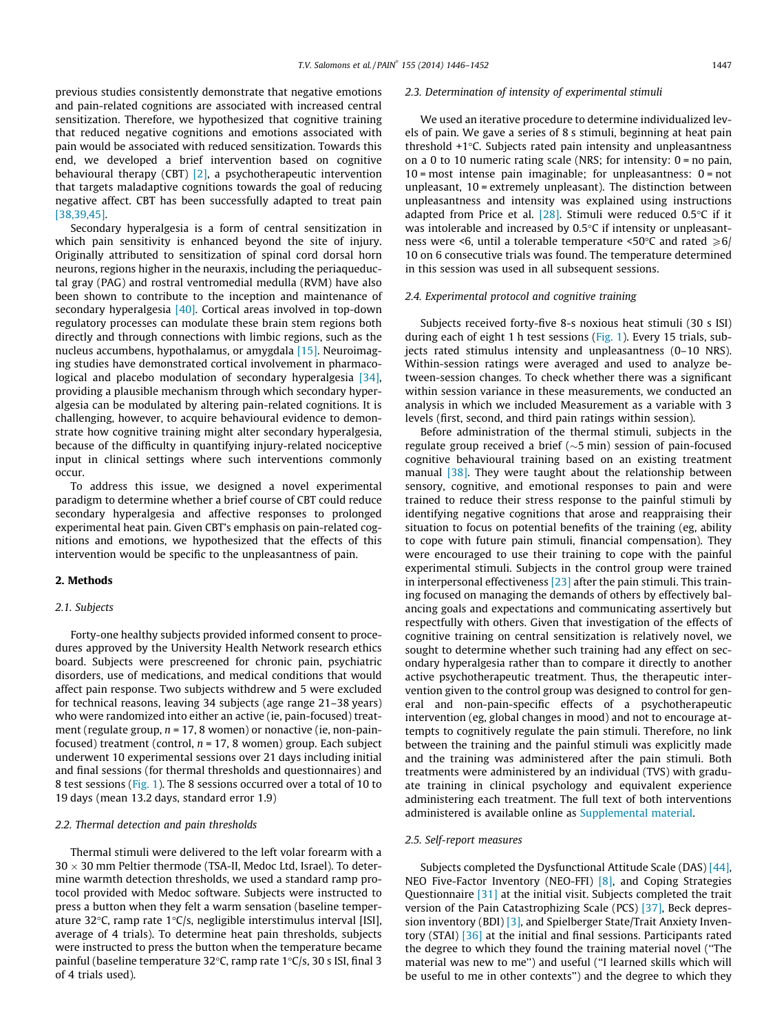previous studies consistently demonstrate that negative emotions and pain-related cognitions are associated with increased central sensitization. Therefore, we hypothesized that cognitive training that reduced negative cognitions and emotions associated with pain would be associated with reduced sensitization. Towards this end, we developed a brief intervention based on cognitive behavioural therapy (CBT) [2], a psychotherapeutic intervention that targets maladaptive cognitions towards the goal of reducing negative affect. CBT has been successfully adapted to treat pain [38,39,45].

Secondary hyperalgesia is a form of central sensitization in which pain sensitivity is enhanced beyond the site of injury. Originally attributed to sensitization of spinal cord dorsal horn neurons, regions higher in the neuraxis, including the periaqueductal gray (PAG) and rostral ventromedial medulla (RVM) have also been shown to contribute to the inception and maintenance of secondary hyperalgesia [40]. Cortical areas involved in top-down regulatory processes can modulate these brain stem regions both directly and through connections with limbic regions, such as the nucleus accumbens, hypothalamus, or amygdala [15]. Neuroimaging studies have demonstrated cortical involvement in pharmacological and placebo modulation of secondary hyperalgesia [34], providing a plausible mechanism through which secondary hyperalgesia can be modulated by altering pain-related cognitions. It is challenging, however, to acquire behavioural evidence to demonstrate how cognitive training might alter secondary hyperalgesia, because of the difficulty in quantifying injury-related nociceptive input in clinical settings where such interventions commonly occur.

To address this issue, we designed a novel experimental paradigm to determine whether a brief course of CBT could reduce secondary hyperalgesia and affective responses to prolonged experimental heat pain. Given CBT's emphasis on pain-related cognitions and emotions, we hypothesized that the effects of this intervention would be specific to the unpleasantness of pain.

## 2. Methods

### 2.1. Subjects

Forty-one healthy subjects provided informed consent to procedures approved by the University Health Network research ethics board. Subjects were prescreened for chronic pain, psychiatric disorders, use of medications, and medical conditions that would affect pain response. Two subjects withdrew and 5 were excluded for technical reasons, leaving 34 subjects (age range 21–38 years) who were randomized into either an active (ie, pain-focused) treatment (regulate group, $n = 17$, 8 women) or nonactive (ie, non-pain-focused) treatment (control, $n = 17$, 8 women) group. Each subject underwent 10 experimental sessions over 21 days including initial and final sessions (for thermal thresholds and questionnaires) and 8 test sessions (Fig. 1). The 8 sessions occurred over a total of 10 to 19 days (mean 13.2 days, standard error 1.9)

### 2.2. Thermal detection and pain thresholds

Thermal stimuli were delivered to the left volar forearm with a $30 \times 30$ mm Peltier thermode (TSA-II, Medoc Ltd, Israel). To determine warmth detection thresholds, we used a standard ramp protocol provided with Medoc software. Subjects were instructed to press a button when they felt a warm sensation (baseline temperature 32°C, ramp rate 1°C/s, negligible interstimulus interval [ISI], average of 4 trials). To determine heat pain thresholds, subjects were instructed to press the button when the temperature became painful (baseline temperature 32°C, ramp rate 1°C/s, 30 s ISI, final 3 of 4 trials used).

### 2.3. Determination of intensity of experimental stimuli

We used an iterative procedure to determine individualized levels of pain. We gave a series of 8 s stimuli, beginning at heat pain threshold +1°C. Subjects rated pain intensity and unpleasantness on a 0 to 10 numeric rating scale (NRS; for intensity: 0 = no pain, 10 = most intense pain imaginable; for unpleasantness: 0 = not unpleasant, 10 = extremely unpleasant). The distinction between unpleasantness and intensity was explained using instructions adapted from Price et al. [28]. Stimuli were reduced 0.5°C if it was intolerable and increased by 0.5°C if intensity or unpleasantness were <6, until a tolerable temperature <50°C and rated $\geqslant 6/10$ on 6 consecutive trials was found. The temperature determined in this session was used in all subsequent sessions.

### 2.4. Experimental protocol and cognitive training

Subjects received forty-five 8-s noxious heat stimuli (30 s ISI) during each of eight 1 h test sessions (Fig. 1). Every 15 trials, subjects rated stimulus intensity and unpleasantness (0–10 NRS). Within-session ratings were averaged and used to analyze between-session changes. To check whether there was a significant within session variance in these measurements, we conducted an analysis in which we included Measurement as a variable with 3 levels (first, second, and third pain ratings within session).

Before administration of the thermal stimuli, subjects in the regulate group received a brief (~5 min) session of pain-focused cognitive behavioural training based on an existing treatment manual [38]. They were taught about the relationship between sensory, cognitive, and emotional responses to pain and were trained to reduce their stress response to the painful stimuli by identifying negative cognitions that arose and reappraising their situation to focus on potential benefits of the training (eg, ability to cope with future pain stimuli, financial compensation). They were encouraged to use their training to cope with the painful experimental stimuli. Subjects in the control group were trained in interpersonal effectiveness [23] after the pain stimuli. This training focused on managing the demands of others by effectively balancing goals and expectations and communicating assertively but respectfully with others. Given that investigation of the effects of cognitive training on central sensitization is relatively novel, we sought to determine whether such training had any effect on secondary hyperalgesia rather than to compare it directly to another active psychotherapeutic treatment. Thus, the therapeutic intervention given to the control group was designed to control for general and non-pain-specific effects of a psychotherapeutic intervention (eg, global changes in mood) and not to encourage attempts to cognitively regulate the pain stimuli. Therefore, no link between the training and the painful stimuli was explicitly made and the training was administered after the pain stimuli. Both treatments were administered by an individual (TVS) with graduate training in clinical psychology and equivalent experience administering each treatment. The full text of both interventions administered is available online as Supplemental material.

### 2.5. Self-report measures

Subjects completed the Dysfunctional Attitude Scale (DAS) [44], NEO Five-Factor Inventory (NEO-FFI) [8], and Coping Strategies Questionnaire [31] at the initial visit. Subjects completed the trait version of the Pain Catastrophizing Scale (PCS) [37], Beck depression inventory (BDI) [3], and Spielberger State/Trait Anxiety Inventory (STAI) [36] at the initial and final sessions. Participants rated the degree to which they found the training material novel ("The material was new to me") and useful ("I learned skills which will be useful to me in other contexts") and the degree to which they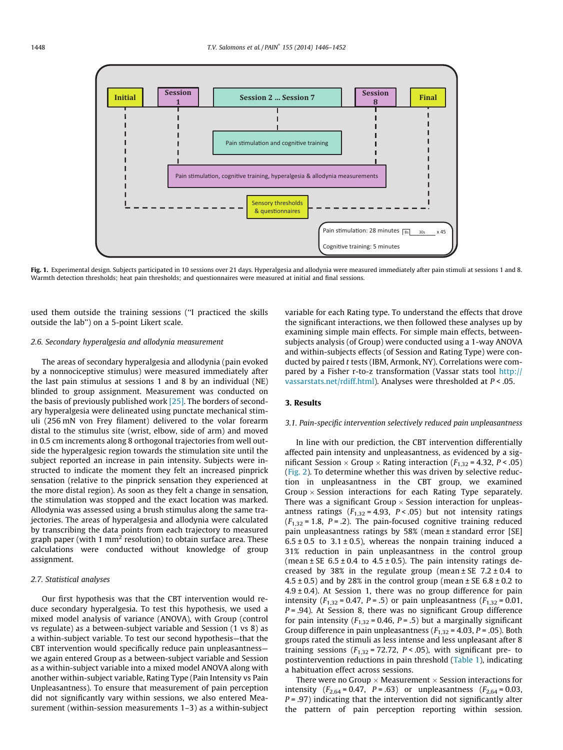Fig. 1. Experimental design. Subjects participated in 10 sessions over 21 days. Hyperalgesia and allodynia were measured immediately after pain stimuli at sessions 1 and 8. Warmth detection thresholds; heat pain thresholds; and questionnaires were measured at initial and final sessions.

used them outside the training sessions (''I practiced the skills outside the lab'') on a 5-point Likert scale.

### 2.6. Secondary hyperalgesia and allodynia measurement

The areas of secondary hyperalgesia and allodynia (pain evoked by a nonnociceptive stimulus) were measured immediately after the last pain stimulus at sessions 1 and 8 by an individual (NE) blinded to group assignment. Measurement was conducted on the basis of previously published work [25]. The borders of secondary hyperalgesia were delineated using punctate mechanical stimuli (256 mN von Frey filament) delivered to the volar forearm distal to the stimulus site (wrist, elbow, side of arm) and moved in 0.5 cm increments along 8 orthogonal trajectories from well outside the hyperalgesic region towards the stimulation site until the subject reported an increase in pain intensity. Subjects were instructed to indicate the moment they felt an increased pinprick sensation (relative to the pinprick sensation they experienced at the more distal region). As soon as they felt a change in sensation, the stimulation was stopped and the exact location was marked. Allodynia was assessed using a brush stimulus along the same trajectories. The areas of hyperalgesia and allodynia were calculated by transcribing the data points from each trajectory to measured graph paper (with 1 $mm^2$ resolution) to obtain surface area. These calculations were conducted without knowledge of group assignment.

### 2.7. Statistical analyses

Our first hypothesis was that the CBT intervention would reduce secondary hyperalgesia. To test this hypothesis, we used a mixed model analysis of variance (ANOVA), with Group (control vs regulate) as a between-subject variable and Session (1 vs 8) as a within-subject variable. To test our second hypothesis—that the CBT intervention would specifically reduce pain unpleasantness—we again entered Group as a between-subject variable and Session as a within-subject variable into a mixed model ANOVA along with another within-subject variable, Rating Type (Pain Intensity vs Pain Unpleasantness). To ensure that measurement of pain perception did not significantly vary within sessions, we also entered Measurement (within-session measurements 1–3) as a within-subject variable for each Rating type. To understand the effects that drove the significant interactions, we then followed these analyses up by examining simple main effects. For simple main effects, between-subjects analysis (of Group) were conducted using a 1-way ANOVA and within-subjects effects (of Session and Rating Type) were conducted by paired *t* tests (IBM, Armonk, NY). Correlations were compared by a Fisher r-to-z transformation (Vassar stats tool http://vassarstats.net/rdiff.html). Analyses were thresholded at $P < .05$.

## 3. Results

### 3.1. Pain-specific intervention selectively reduced pain unpleasantness

In line with our prediction, the CBT intervention differentially affected pain intensity and unpleasantness, as evidenced by a significant Session × Group × Rating interaction ($F_{1,32} = 4.32$, $P < .05$) (Fig. 2). To determine whether this was driven by selective reduction in unpleasantness in the CBT group, we examined Group × Session interactions for each Rating Type separately. There was a significant Group × Session interaction for unpleasantness ratings ($F_{1,32} = 4.93$, $P < .05$) but not intensity ratings ($F_{1,32} = 1.8$, $P = .2$). The pain-focused cognitive training reduced pain unpleasantness ratings by 58% (mean ± standard error [SE] 6.5 ± 0.5 to 3.1 ± 0.5), whereas the nonpain training induced a 31% reduction in pain unpleasantness in the control group (mean ± SE 6.5 ± 0.4 to 4.5 ± 0.5). The pain intensity ratings decreased by 38% in the regulate group (mean ± SE 7.2 ± 0.4 to 4.5 ± 0.5) and by 28% in the control group (mean ± SE 6.8 ± 0.2 to 4.9 ± 0.4). At Session 1, there was no group difference for pain intensity ($F_{1,32} = 0.47$, $P = .5$) or pain unpleasantness ($F_{1,32} = 0.01$, $P = .94$). At Session 8, there was no significant Group difference for pain intensity ($F_{1,32} = 0.46$, $P = .5$) but a marginally significant Group difference in pain unpleasantness ($F_{1,32} = 4.03$, $P = .05$). Both groups rated the stimuli as less intense and less unpleasant after 8 training sessions ($F_{1,32} = 72.72$, $P < .05$), with significant pre- to postintervention reductions in pain threshold (Table 1), indicating a habituation effect across sessions.

There were no Group × Measurement × Session interactions for intensity ($F_{2,64} = 0.47$, $P = .63$) or unpleasantness ($F_{2,64} = 0.03$, $P = .97$) indicating that the intervention did not significantly alter the pattern of pain perception reporting within session.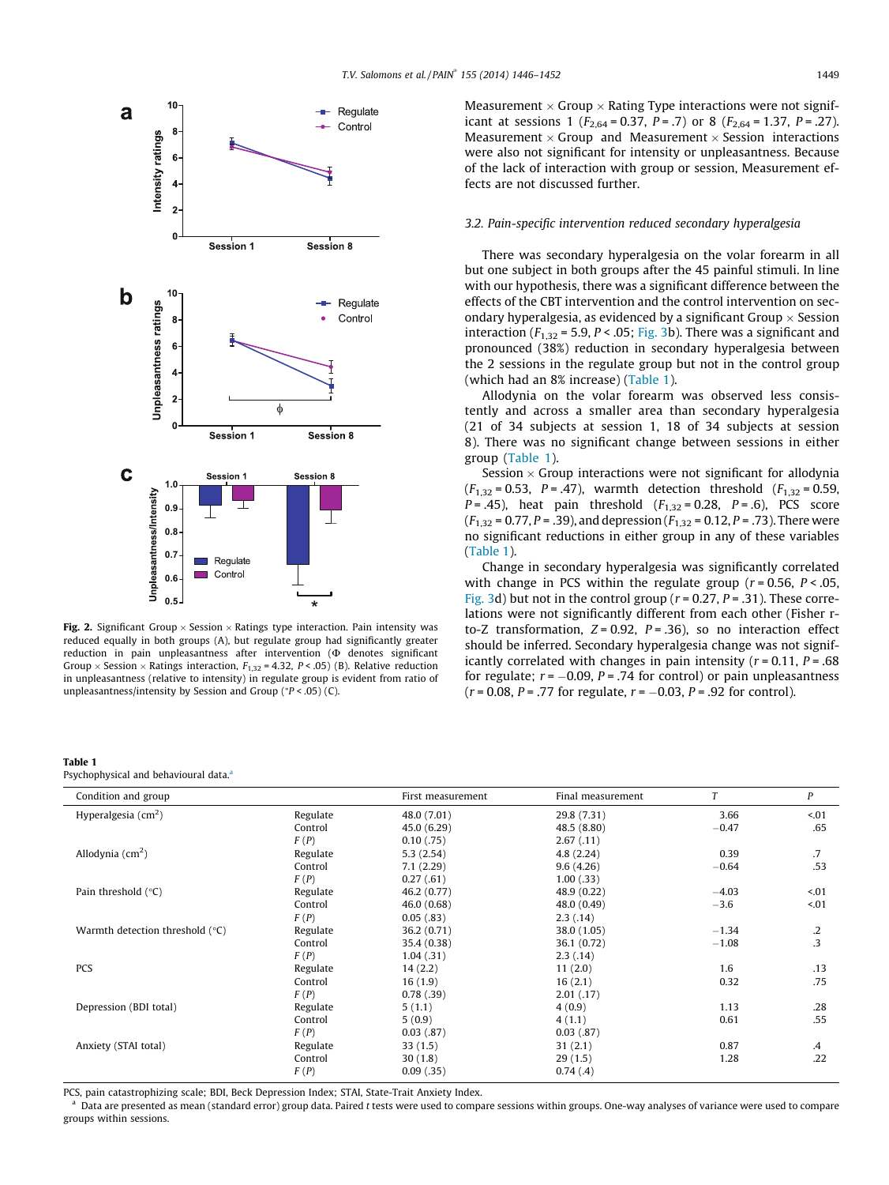Fig. 2. Significant Group × Session × Ratings type interaction. Pain intensity was reduced equally in both groups (A), but regulate group had significantly greater reduction in pain unpleasantness after intervention (Φ denotes significant Group × Session × Ratings interaction, $F_{1,32} = 4.32$, $P < .05$) (B). Relative reduction in unpleasantness (relative to intensity) in regulate group is evident from ratio of unpleasantness/intensity by Session and Group (*$P < .05$) (C).

Measurement × Group × Rating Type interactions were not significant at sessions 1 ($F_{2,64} = 0.37$, $P = .7$) or 8 ($F_{2,64} = 1.37$, $P = .27$). Measurement × Group and Measurement × Session interactions were also not significant for intensity or unpleasantness. Because of the lack of interaction with group or session, Measurement effects are not discussed further.

### 3.2. Pain-specific intervention reduced secondary hyperalgesia

There was secondary hyperalgesia on the volar forearm in all but one subject in both groups after the 45 painful stimuli. In line with our hypothesis, there was a significant difference between the effects of the CBT intervention and the control intervention on secondary hyperalgesia, as evidenced by a significant Group × Session interaction ($F_{1,32} = 5.9$, $P < .05$; Fig. 3b). There was a significant and pronounced (38%) reduction in secondary hyperalgesia between the 2 sessions in the regulate group but not in the control group (which had an 8% increase) (Table 1).

Allodynia on the volar forearm was observed less consistently and across a smaller area than secondary hyperalgesia (21 of 34 subjects at session 1, 18 of 34 subjects at session 8). There was no significant change between sessions in either group (Table 1).

Session × Group interactions were not significant for allodynia ($F_{1,32} = 0.53$, $P = .47$), warmth detection threshold ($F_{1,32} = 0.59$, $P = .45$), heat pain threshold ($F_{1,32} = 0.28$, $P = .6$), PCS score ($F_{1,32} = 0.77$, $P = .39$), and depression ($F_{1,32} = 0.12$, $P = .73$). There were no significant reductions in either group in any of these variables (Table 1).

Change in secondary hyperalgesia was significantly correlated with change in PCS within the regulate group ($r = 0.56$, $P < .05$, Fig. 3d) but not in the control group ($r = 0.27$, $P = .31$). These correlations were not significantly different from each other (Fisher r-to-Z transformation, $Z = 0.92$, $P = .36$), so no interaction effect should be inferred. Secondary hyperalgesia change was not significantly correlated with changes in pain intensity ($r = 0.11$, $P = .68$ for regulate; $r = -0.09$, $P = .74$ for control) or pain unpleasantness ($r = 0.08$, $P = .77$ for regulate, $r = -0.03$, $P = .92$ for control).

**Table 1**
Psychophysical and behavioural data.[a]

| Condition and group | | First measurement | Final measurement | T | P |
|---|---|---|---|---|---|
| Hyperalgesia (cm$^2$) | Regulate | 48.0 (7.01) | 29.8 (7.31) | 3.66 | <.01 |
| | Control | 45.0 (6.29) | 48.5 (8.80) | −0.47 | .65 |
| | F (P) | 0.10 (.75) | 2.67 (.11) | | |
| Allodynia (cm$^2$) | Regulate | 5.3 (2.54) | 4.8 (2.24) | 0.39 | .7 |
| | Control | 7.1 (2.29) | 9.6 (4.26) | −0.64 | .53 |
| | F (P) | 0.27 (.61) | 1.00 (.33) | | |
| Pain threshold (°C) | Regulate | 46.2 (0.77) | 48.9 (0.22) | −4.03 | <.01 |
| | Control | 46.0 (0.68) | 48.0 (0.49) | −3.6 | <.01 |
| | F (P) | 0.05 (.83) | 2.3 (.14) | | |
| Warmth detection threshold (°C) | Regulate | 36.2 (0.71) | 38.0 (1.05) | −1.34 | .2 |
| | Control | 35.4 (0.38) | 36.1 (0.72) | −1.08 | .3 |
| | F (P) | 1.04 (.31) | 2.3 (.14) | | |
| PCS | Regulate | 14 (2.2) | 11 (2.0) | 1.6 | .13 |
| | Control | 16 (1.9) | 16 (2.1) | 0.32 | .75 |
| | F (P) | 0.78 (.39) | 2.01 (.17) | | |
| Depression (BDI total) | Regulate | 5 (1.1) | 4 (0.9) | 1.13 | .28 |
| | Control | 5 (0.9) | 4 (1.1) | 0.61 | .55 |
| | F (P) | 0.03 (.87) | 0.03 (.87) | | |
| Anxiety (STAI total) | Regulate | 33 (1.5) | 31 (2.1) | 0.87 | .4 |
| | Control | 30 (1.8) | 29 (1.5) | 1.28 | .22 |
| | F (P) | 0.09 (.35) | 0.74 (.4) | | |

PCS, pain catastrophizing scale; BDI, Beck Depression Index; STAI, State-Trait Anxiety Index.
[a] Data are presented as mean (standard error) group data. Paired t tests were used to compare sessions within groups. One-way analyses of variance were used to compare groups within sessions.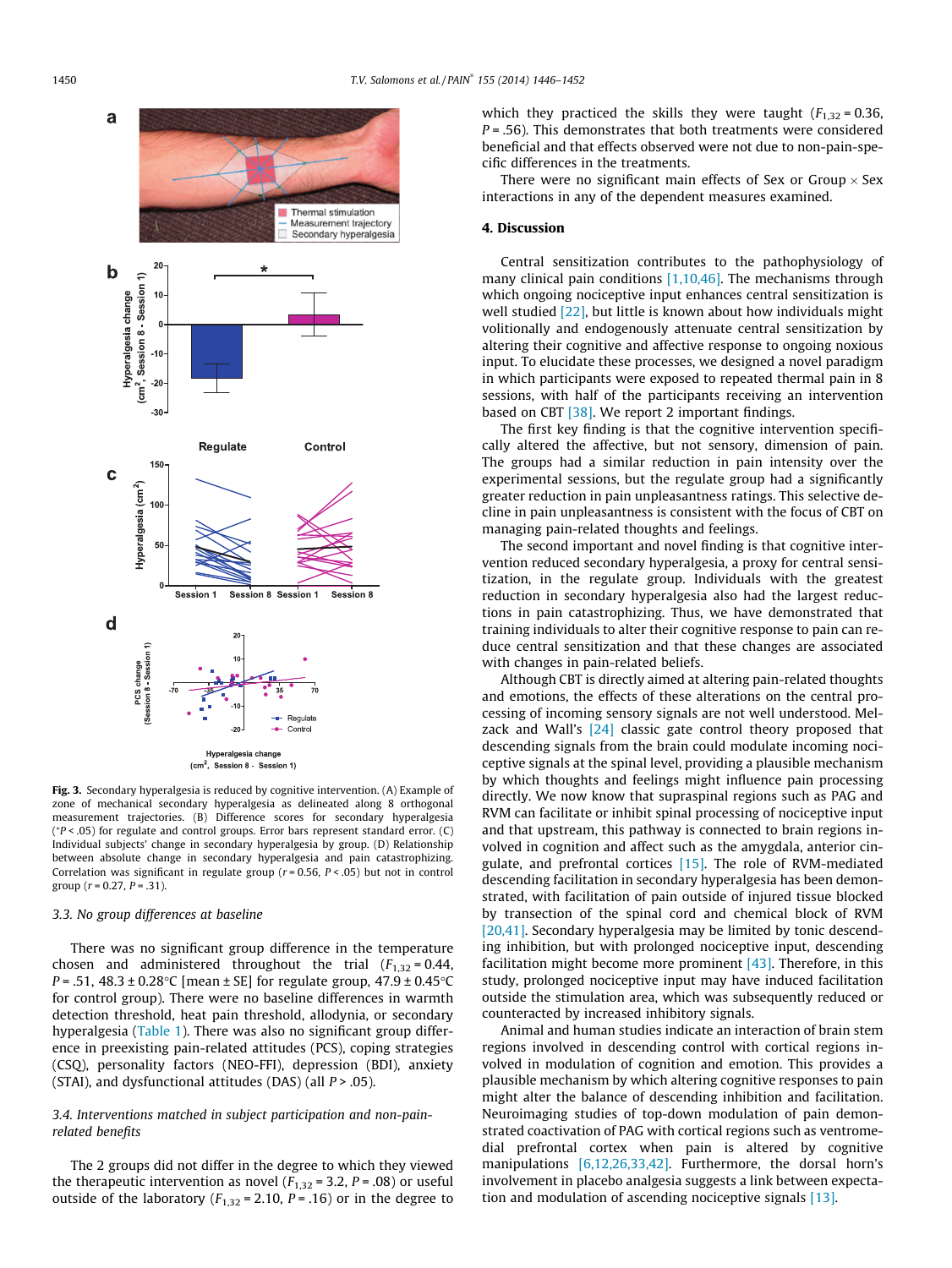a

Thermal stimulation
Measurement trajectory
Secondary hyperalgesia

b

Hyperalgesia change (cm², Session 8 - Session 1)

20
10
0
-10
-20
-30

*

Regulate
Control

c

Hyperalgesia (cm²)

150
100
50
0

Session 1
Session 8
Session 1
Session 8

d

PCS change (Session 8 - Session 1)

20
10
-10
-20

-70
-35
35
70

Regulate
Control

Hyperalgesia change (cm², Session 8 - Session 1)

**Fig. 3.** Secondary hyperalgesia is reduced by cognitive intervention. (A) Example of zone of mechanical secondary hyperalgesia as delineated along 8 orthogonal measurement trajectories. (B) Difference scores for secondary hyperalgesia ($^*P < .05$) for regulate and control groups. Error bars represent standard error. (C) Individual subjects' change in secondary hyperalgesia by group. (D) Relationship between absolute change in secondary hyperalgesia and pain catastrophizing. Correlation was significant in regulate group ($r = 0.56$, $P < .05$) but not in control group ($r = 0.27$, $P = .31$).

### 3.3. No group differences at baseline

There was no significant group difference in the temperature chosen and administered throughout the trial ($F_{1,32} = 0.44$, $P = .51$, $48.3 \pm 0.28$°C [mean ± SE] for regulate group, $47.9 \pm 0.45$°C for control group). There were no baseline differences in warmth detection threshold, heat pain threshold, allodynia, or secondary hyperalgesia (Table 1). There was also no significant group difference in preexisting pain-related attitudes (PCS), coping strategies (CSQ), personality factors (NEO-FFI), depression (BDI), anxiety (STAI), and dysfunctional attitudes (DAS) (all $P > .05$).

### 3.4. Interventions matched in subject participation and non-pain-related benefits

The 2 groups did not differ in the degree to which they viewed the therapeutic intervention as novel ($F_{1,32} = 3.2$, $P = .08$) or useful outside of the laboratory ($F_{1,32} = 2.10$, $P = .16$) or in the degree to which they practiced the skills they were taught ($F_{1,32} = 0.36$, $P = .56$). This demonstrates that both treatments were considered beneficial and that effects observed were not due to non-pain-specific differences in the treatments.

There were no significant main effects of Sex or Group × Sex interactions in any of the dependent measures examined.

## 4. Discussion

Central sensitization contributes to the pathophysiology of many clinical pain conditions [1,10,46]. The mechanisms through which ongoing nociceptive input enhances central sensitization is well studied [22], but little is known about how individuals might volitionally and endogenously attenuate central sensitization by altering their cognitive and affective response to ongoing noxious input. To elucidate these processes, we designed a novel paradigm in which participants were exposed to repeated thermal pain in 8 sessions, with half of the participants receiving an intervention based on CBT [38]. We report 2 important findings.

The first key finding is that the cognitive intervention specifically altered the affective, but not sensory, dimension of pain. The groups had a similar reduction in pain intensity over the experimental sessions, but the regulate group had a significantly greater reduction in pain unpleasantness ratings. This selective decline in pain unpleasantness is consistent with the focus of CBT on managing pain-related thoughts and feelings.

The second important and novel finding is that cognitive intervention reduced secondary hyperalgesia, a proxy for central sensitization, in the regulate group. Individuals with the greatest reduction in secondary hyperalgesia also had the largest reductions in pain catastrophizing. Thus, we have demonstrated that training individuals to alter their cognitive response to pain can reduce central sensitization and that these changes are associated with changes in pain-related beliefs.

Although CBT is directly aimed at altering pain-related thoughts and emotions, the effects of these alterations on the central processing of incoming sensory signals are not well understood. Melzack and Wall's [24] classic gate control theory proposed that descending signals from the brain could modulate incoming nociceptive signals at the spinal level, providing a plausible mechanism by which thoughts and feelings might influence pain processing directly. We now know that supraspinal regions such as PAG and RVM can facilitate or inhibit spinal processing of nociceptive input and that upstream, this pathway is connected to brain regions involved in cognition and affect such as the amygdala, anterior cingulate, and prefrontal cortices [15]. The role of RVM-mediated descending facilitation in secondary hyperalgesia has been demonstrated, with facilitation of pain outside of injured tissue blocked by transection of the spinal cord and chemical block of RVM [20,41]. Secondary hyperalgesia may be limited by tonic descending inhibition, but with prolonged nociceptive input, descending facilitation might become more prominent [43]. Therefore, in this study, prolonged nociceptive input may have induced facilitation outside the stimulation area, which was subsequently reduced or counteracted by increased inhibitory signals.

Animal and human studies indicate an interaction of brain stem regions involved in descending control with cortical regions involved in modulation of cognition and emotion. This provides a plausible mechanism by which altering cognitive responses to pain might alter the balance of descending inhibition and facilitation. Neuroimaging studies of top-down modulation of pain demonstrated coactivation of PAG with cortical regions such as ventromedial prefrontal cortex when pain is altered by cognitive manipulations [6,12,26,33,42]. Furthermore, the dorsal horn's involvement in placebo analgesia suggests a link between expectation and modulation of ascending nociceptive signals [13].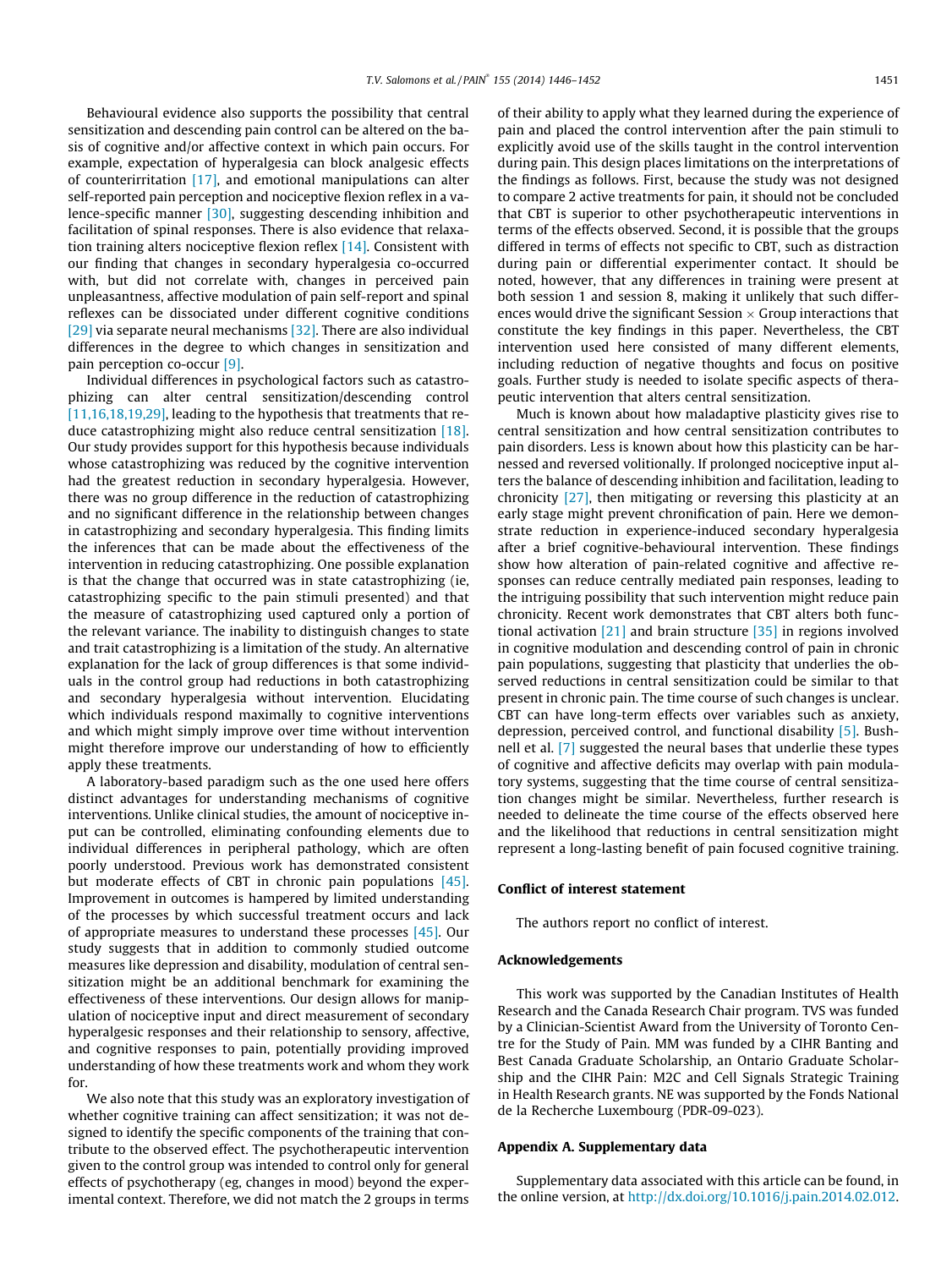Behavioural evidence also supports the possibility that central sensitization and descending pain control can be altered on the basis of cognitive and/or affective context in which pain occurs. For example, expectation of hyperalgesia can block analgesic effects of counterirritation [17], and emotional manipulations can alter self-reported pain perception and nociceptive flexion reflex in a valence-specific manner [30], suggesting descending inhibition and facilitation of spinal responses. There is also evidence that relaxation training alters nociceptive flexion reflex [14]. Consistent with our finding that changes in secondary hyperalgesia co-occurred with, but did not correlate with, changes in perceived pain unpleasantness, affective modulation of pain self-report and spinal reflexes can be dissociated under different cognitive conditions [29] via separate neural mechanisms [32]. There are also individual differences in the degree to which changes in sensitization and pain perception co-occur [9].

Individual differences in psychological factors such as catastrophizing can alter central sensitization/descending control [11,16,18,19,29], leading to the hypothesis that treatments that reduce catastrophizing might also reduce central sensitization [18]. Our study provides support for this hypothesis because individuals whose catastrophizing was reduced by the cognitive intervention had the greatest reduction in secondary hyperalgesia. However, there was no group difference in the reduction of catastrophizing and no significant difference in the relationship between changes in catastrophizing and secondary hyperalgesia. This finding limits the inferences that can be made about the effectiveness of the intervention in reducing catastrophizing. One possible explanation is that the change that occurred was in state catastrophizing (ie, catastrophizing specific to the pain stimuli presented) and that the measure of catastrophizing used captured only a portion of the relevant variance. The inability to distinguish changes to state and trait catastrophizing is a limitation of the study. An alternative explanation for the lack of group differences is that some individuals in the control group had reductions in both catastrophizing and secondary hyperalgesia without intervention. Elucidating which individuals respond maximally to cognitive interventions and which might simply improve over time without intervention might therefore improve our understanding of how to efficiently apply these treatments.

A laboratory-based paradigm such as the one used here offers distinct advantages for understanding mechanisms of cognitive interventions. Unlike clinical studies, the amount of nociceptive input can be controlled, eliminating confounding elements due to individual differences in peripheral pathology, which are often poorly understood. Previous work has demonstrated consistent but moderate effects of CBT in chronic pain populations [45]. Improvement in outcomes is hampered by limited understanding of the processes by which successful treatment occurs and lack of appropriate measures to understand these processes [45]. Our study suggests that in addition to commonly studied outcome measures like depression and disability, modulation of central sensitization might be an additional benchmark for examining the effectiveness of these interventions. Our design allows for manipulation of nociceptive input and direct measurement of secondary hyperalgesic responses and their relationship to sensory, affective, and cognitive responses to pain, potentially providing improved understanding of how these treatments work and whom they work for.

We also note that this study was an exploratory investigation of whether cognitive training can affect sensitization; it was not designed to identify the specific components of the training that contribute to the observed effect. The psychotherapeutic intervention given to the control group was intended to control only for general effects of psychotherapy (eg, changes in mood) beyond the experimental context. Therefore, we did not match the 2 groups in terms of their ability to apply what they learned during the experience of pain and placed the control intervention after the pain stimuli to explicitly avoid use of the skills taught in the control intervention during pain. This design places limitations on the interpretations of the findings as follows. First, because the study was not designed to compare 2 active treatments for pain, it should not be concluded that CBT is superior to other psychotherapeutic interventions in terms of the effects observed. Second, it is possible that the groups differed in terms of effects not specific to CBT, such as distraction during pain or differential experimenter contact. It should be noted, however, that any differences in training were present at both session 1 and session 8, making it unlikely that such differences would drive the significant Session $\times$ Group interactions that constitute the key findings in this paper. Nevertheless, the CBT intervention used here consisted of many different elements, including reduction of negative thoughts and focus on positive goals. Further study is needed to isolate specific aspects of therapeutic intervention that alters central sensitization.

Much is known about how maladaptive plasticity gives rise to central sensitization and how central sensitization contributes to pain disorders. Less is known about how this plasticity can be harnessed and reversed volitionally. If prolonged nociceptive input alters the balance of descending inhibition and facilitation, leading to chronicity [27], then mitigating or reversing this plasticity at an early stage might prevent chronification of pain. Here we demonstrate reduction in experience-induced secondary hyperalgesia after a brief cognitive-behavioural intervention. These findings show how alteration of pain-related cognitive and affective responses can reduce centrally mediated pain responses, leading to the intriguing possibility that such intervention might reduce pain chronicity. Recent work demonstrates that CBT alters both functional activation [21] and brain structure [35] in regions involved in cognitive modulation and descending control of pain in chronic pain populations, suggesting that plasticity that underlies the observed reductions in central sensitization could be similar to that present in chronic pain. The time course of such changes is unclear. CBT can have long-term effects over variables such as anxiety, depression, perceived control, and functional disability [5]. Bushnell et al. [7] suggested the neural bases that underlie these types of cognitive and affective deficits may overlap with pain modulatory systems, suggesting that the time course of central sensitization changes might be similar. Nevertheless, further research is needed to delineate the time course of the effects observed here and the likelihood that reductions in central sensitization might represent a long-lasting benefit of pain focused cognitive training.

## Conflict of interest statement

The authors report no conflict of interest.

## Acknowledgements

This work was supported by the Canadian Institutes of Health Research and the Canada Research Chair program. TVS was funded by a Clinician-Scientist Award from the University of Toronto Centre for the Study of Pain. MM was funded by a CIHR Banting and Best Canada Graduate Scholarship, an Ontario Graduate Scholarship and the CIHR Pain: M2C and Cell Signals Strategic Training in Health Research grants. NE was supported by the Fonds National de la Recherche Luxembourg (PDR-09-023).

## Appendix A. Supplementary data

Supplementary data associated with this article can be found, in the online version, at http://dx.doi.org/10.1016/j.pain.2014.02.012.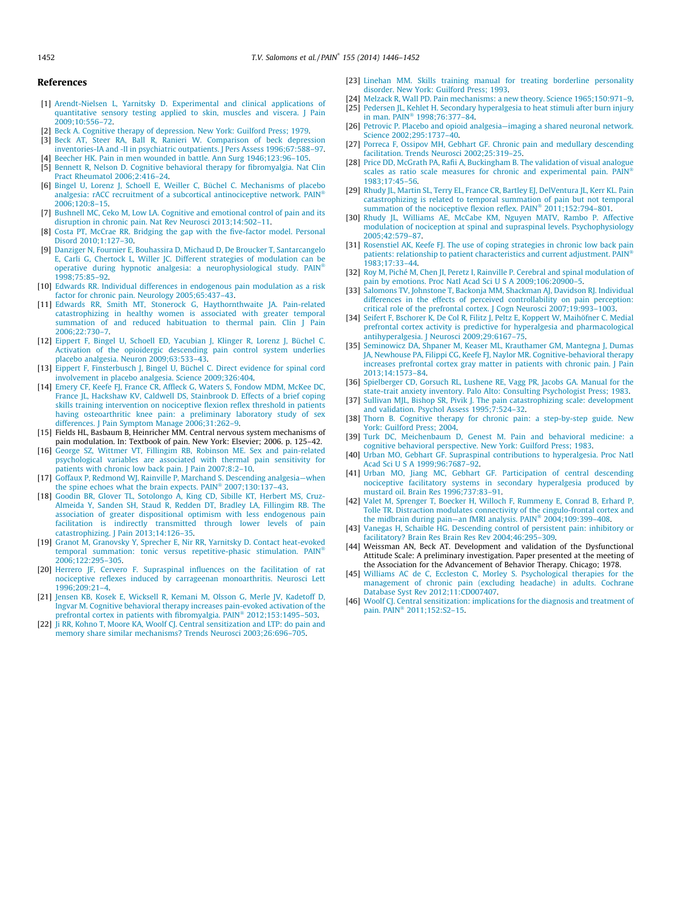## References

[1] Arendt-Nielsen L, Yarnitsky D. Experimental and clinical applications of quantitative sensory testing applied to skin, muscles and viscera. J Pain 2009;10:556–72.

[2] Beck A. Cognitive therapy of depression. New York: Guilford Press; 1979.

[3] Beck AT, Steer RA, Ball R, Ranieri W. Comparison of beck depression inventories-IA and -II in psychiatric outpatients. J Pers Assess 1996;67:588–97.

[4] Beecher HK. Pain in men wounded in battle. Ann Surg 1946;123:96–105.

[5] Bennett R, Nelson D. Cognitive behavioral therapy for fibromyalgia. Nat Clin Pract Rheumatol 2006;2:416–24.

[6] Bingel U, Lorenz J, Schoell E, Weiller C, Büchel C. Mechanisms of placebo analgesia: rACC recruitment of a subcortical antinociceptive network. PAIN® 2006;120:8–15.

[7] Bushnell MC, Ceko M, Low LA. Cognitive and emotional control of pain and its disruption in chronic pain. Nat Rev Neurosci 2013;14:502–11.

[8] Costa PT, McCrae RR. Bridging the gap with the five-factor model. Personal Disord 2010;1:127–30.

[9] Danziger N, Fournier E, Bouhassira D, Michaud D, De Broucker T, Santarcangelo E, Carli G, Chertock L, Willer JC. Different strategies of modulation can be operative during hypnotic analgesia: a neurophysiological study. PAIN® 1998;75:85–92.

[10] Edwards RR. Individual differences in endogenous pain modulation as a risk factor for chronic pain. Neurology 2005;65:437–43.

[11] Edwards RR, Smith MT, Stonerock G, Haythornthwaite JA. Pain-related catastrophizing in healthy women is associated with greater temporal summation of and reduced habituation to thermal pain. Clin J Pain 2006;22:730–7.

[12] Eippert F, Bingel U, Schoell ED, Yacubian J, Klinger R, Lorenz J, Büchel C. Activation of the opioidergic descending pain control system underlies placebo analgesia. Neuron 2009;63:533–43.

[13] Eippert F, Finsterbusch J, Bingel U, Büchel C. Direct evidence for spinal cord involvement in placebo analgesia. Science 2009;326:404.

[14] Emery CF, Keefe FJ, France CR, Affleck G, Waters S, Fondow MDM, McKee DC, France JL, Hackshaw KV, Caldwell DS, Stainbrook D. Effects of a brief coping skills training intervention on nociceptive flexion reflex threshold in patients having osteoarthritic knee pain: a preliminary laboratory study of sex differences. J Pain Symptom Manage 2006;31:262–9.

[15] Fields HL, Basbaum B, Heinricher MM. Central nervous system mechanisms of pain modulation. In: Textbook of pain. New York: Elsevier; 2006. p. 125–42.

[16] George SZ, Wittmer VT, Fillingim RB, Robinson ME. Sex and pain-related psychological variables are associated with thermal pain sensitivity for patients with chronic low back pain. J Pain 2007;8:2–10.

[17] Goffaux P, Redmond WJ, Rainville P, Marchand S. Descending analgesia—when the spine echoes what the brain expects. PAIN® 2007;130:137–43.

[18] Goodin BR, Glover TL, Sotolongo A, King CD, Sibille KT, Herbert MS, Cruz-Almeida Y, Sanden SH, Staud R, Redden DT, Bradley LA, Fillingim RB. The association of greater dispositional optimism with less endogenous pain facilitation is indirectly transmitted through lower levels of pain catastrophizing. J Pain 2013;14:126–35.

[19] Granot M, Granovsky Y, Sprecher E, Nir RR, Yarnitsky D. Contact heat-evoked temporal summation: tonic versus repetitive-phasic stimulation. PAIN® 2006;122:295–305.

[20] Herrero JF, Cervero F. Supraspinal influences on the facilitation of rat nociceptive reflexes induced by carrageenan monoarthritis. Neurosci Lett 1996;209:21–4.

[21] Jensen KB, Kosek E, Wicksell R, Kemani M, Olsson G, Merle JV, Kadetoff D, Ingvar M. Cognitive behavioral therapy increases pain-evoked activation of the prefrontal cortex in patients with fibromyalgia. PAIN® 2012;153:1495–503.

[22] Ji RR, Kohno T, Moore KA, Woolf CJ. Central sensitization and LTP: do pain and memory share similar mechanisms? Trends Neurosci 2003;26:696–705.

[23] Linehan MM. Skills training manual for treating borderline personality disorder. New York: Guilford Press; 1993.

[24] Melzack R, Wall PD. Pain mechanisms: a new theory. Science 1965;150:971–9.

[25] Pedersen JL, Kehlet H. Secondary hyperalgesia to heat stimuli after burn injury in man. PAIN® 1998;76:377–84.

[26] Petrovic P. Placebo and opioid analgesia—imaging a shared neuronal network. Science 2002;295:1737–40.

[27] Porreca F, Ossipov MH, Gebhart GF. Chronic pain and medullary descending facilitation. Trends Neurosci 2002;25:319–25.

[28] Price DD, McGrath PA, Rafii A, Buckingham B. The validation of visual analogue scales as ratio scale measures for chronic and experimental pain. PAIN® 1983;17:45–56.

[29] Rhudy JL, Martin SL, Terry EL, France CR, Bartley EJ, DelVentura JL, Kerr KL. Pain catastrophizing is related to temporal summation of pain but not temporal summation of the nociceptive flexion reflex. PAIN® 2011;152:794–801.

[30] Rhudy JL, Williams AE, McCabe KM, Nguyen MATV, Rambo P. Affective modulation of nociception at spinal and supraspinal levels. Psychophysiology 2005;42:579–87.

[31] Rosenstiel AK, Keefe FJ. The use of coping strategies in chronic low back pain patients: relationship to patient characteristics and current adjustment. PAIN® 1983;17:33–44.

[32] Roy M, Piché M, Chen JI, Peretz I, Rainville P. Cerebral and spinal modulation of pain by emotions. Proc Natl Acad Sci U S A 2009;106:20900–5.

[33] Salomons TV, Johnstone T, Backonja MM, Shackman AJ, Davidson RJ. Individual differences in the effects of perceived controllability on pain perception: critical role of the prefrontal cortex. J Cogn Neurosci 2007;19:993–1003.

[34] Seifert F, Bschorer K, De Col R, Filitz J, Peltz E, Koppert W, Maihöfner C. Medial prefrontal cortex activity is predictive for hyperalgesia and pharmacological antihyperalgesia. J Neurosci 2009;29:6167–75.

[35] Seminowicz DA, Shpaner M, Keaser ML, Krauthamer GM, Mantegna J, Dumas JA, Newhouse PA, Filippi CG, Keefe FJ, Naylor MR. Cognitive-behavioral therapy increases prefrontal cortex gray matter in patients with chronic pain. J Pain 2013;14:1573–84.

[36] Spielberger CD, Gorsuch RL, Lushene RE, Vagg PR, Jacobs GA. Manual for the state-trait anxiety inventory. Palo Alto: Consulting Psychologist Press; 1983.

[37] Sullivan MJL, Bishop SR, Pivik J. The pain catastrophizing scale: development and validation. Psychol Assess 1995;7:524–32.

[38] Thorn B. Cognitive therapy for chronic pain: a step-by-step guide. New York: Guilford Press; 2004.

[39] Turk DC, Meichenbaum D, Genest M. Pain and behavioral medicine: a cognitive behavioral perspective. New York: Guilford Press; 1983.

[40] Urban MO, Gebhart GF. Supraspinal contributions to hyperalgesia. Proc Natl Acad Sci U S A 1999;96:7687–92.

[41] Urban MO, Jiang MC, Gebhart GF. Participation of central descending nociceptive facilitatory systems in secondary hyperalgesia produced by mustard oil. Brain Res 1996;737:83–91.

[42] Valet M, Sprenger T, Boecker H, Willoch F, Rummeny E, Conrad B, Erhard P, Tolle TR. Distraction modulates connectivity of the cingulo-frontal cortex and the midbrain during pain—an fMRI analysis. PAIN® 2004;109:399–408.

[43] Vanegas H, Schaible HG. Descending control of persistent pain: inhibitory or facilitatory? Brain Res Brain Res Rev 2004;46:295–309.

[44] Weissman AN, Beck AT. Development and validation of the Dysfunctional Attitude Scale: A preliminary investigation. Paper presented at the meeting of the Association for the Advancement of Behavior Therapy. Chicago; 1978.

[45] Williams AC de C, Eccleston C, Morley S. Psychological therapies for the management of chronic pain (excluding headache) in adults. Cochrane Database Syst Rev 2012;11:CD007407.

[46] Woolf CJ. Central sensitization: implications for the diagnosis and treatment of pain. PAIN® 2011;152:S2–15.